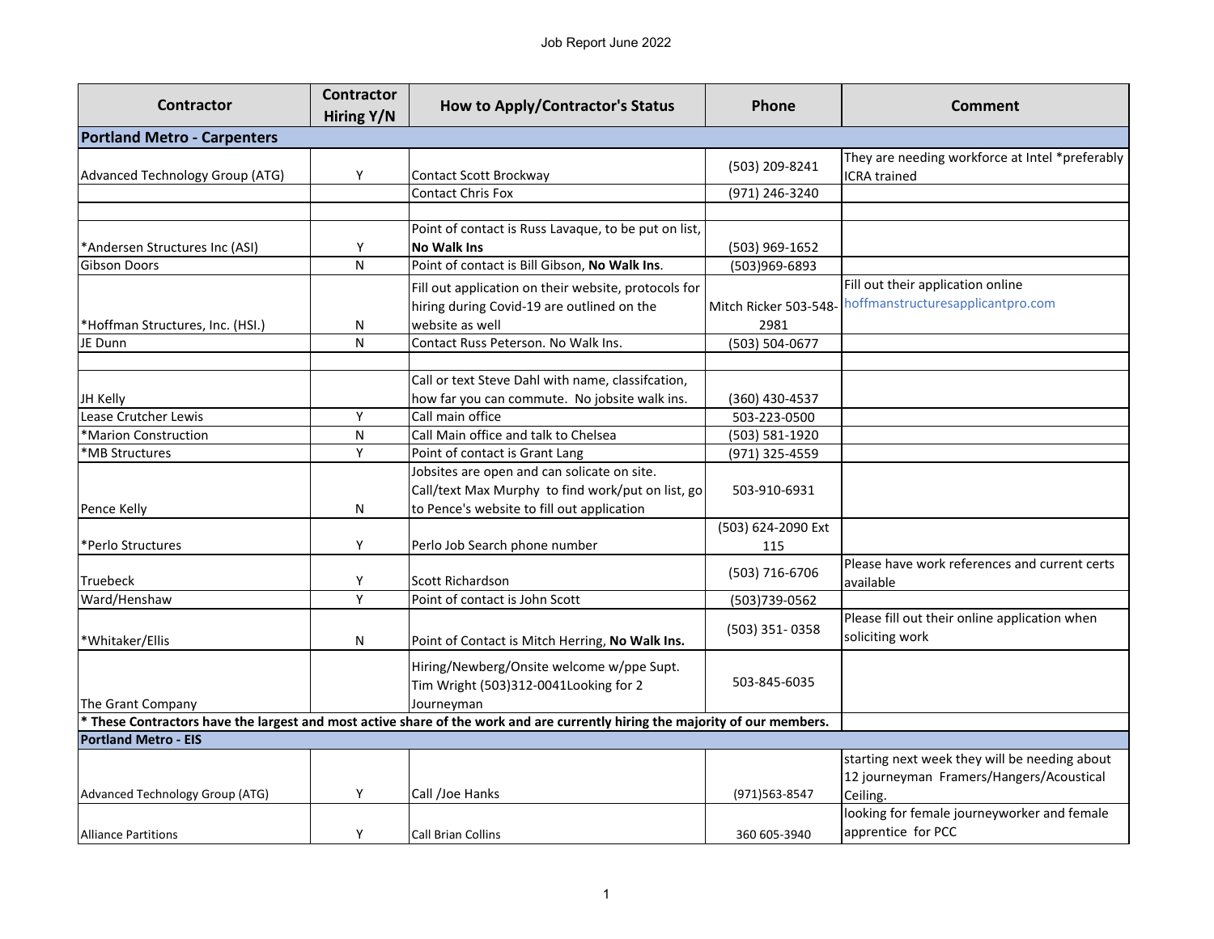# Job Report June 2022

| Contractor | Contractor Hiring Y/N | How to Apply/Contractor's Status | Phone | Comment |
|---|---|---|---|---|
| **Portland Metro - Carpenters** | | | | |
| Advanced Technology Group (ATG) | Y | Contact Scott Brockway | (503) 209-8241 | They are needing workforce at Intel *preferably ICRA trained |
| | | Contact Chris Fox | (971) 246-3240 | |
| | | | | |
| *Andersen Structures Inc (ASI) | Y | Point of contact is Russ Lavaque, to be put on list, **No Walk Ins** | (503) 969-1652 | |
| Gibson Doors | N | Point of contact is Bill Gibson, **No Walk Ins**. | (503)969-6893 | |
| *Hoffman Structures, Inc. (HSI.) | N | Fill out application on their website, protocols for hiring during Covid-19 are outlined on the website as well | Mitch Ricker 503-548-2981 | Fill out their application online hoffmanstructuresapplicantpro.com |
| JE Dunn | N | Contact Russ Peterson. No Walk Ins. | (503) 504-0677 | |
| | | | | |
| JH Kelly | | Call or text Steve Dahl with name, classifcation, how far you can commute. No jobsite walk ins. | (360) 430-4537 | |
| Lease Crutcher Lewis | Y | Call main office | 503-223-0500 | |
| *Marion Construction | N | Call Main office and talk to Chelsea | (503) 581-1920 | |
| *MB Structures | Y | Point of contact is Grant Lang | (971) 325-4559 | |
| Pence Kelly | N | Jobsites are open and can solicate on site. Call/text Max Murphy to find work/put on list, go to Pence's website to fill out application | 503-910-6931 | |
| *Perlo Structures | Y | Perlo Job Search phone number | (503) 624-2090 Ext 115 | |
| Truebeck | Y | Scott Richardson | (503) 716-6706 | Please have work references and current certs available |
| Ward/Henshaw | Y | Point of contact is John Scott | (503)739-0562 | |
| *Whitaker/Ellis | N | Point of Contact is Mitch Herring, **No Walk Ins.** | (503) 351- 0358 | Please fill out their online application when soliciting work |
| The Grant Company | | Hiring/Newberg/Onsite welcome w/ppe Supt. Tim Wright (503)312-0041Looking for 2 Journeyman | 503-845-6035 | |
| ***\* These Contractors have the largest and most active share of the work and are currently hiring the majority of our members.*** | | | | |
| **Portland Metro - EIS** | | | | |
| Advanced Technology Group (ATG) | Y | Call /Joe Hanks | (971)563-8547 | starting next week they will be needing about 12 journeyman Framers/Hangers/Acoustical Ceiling. |
| Alliance Partitions | Y | Call Brian Collins | 360 605-3940 | looking for female journeyworker and female apprentice for PCC |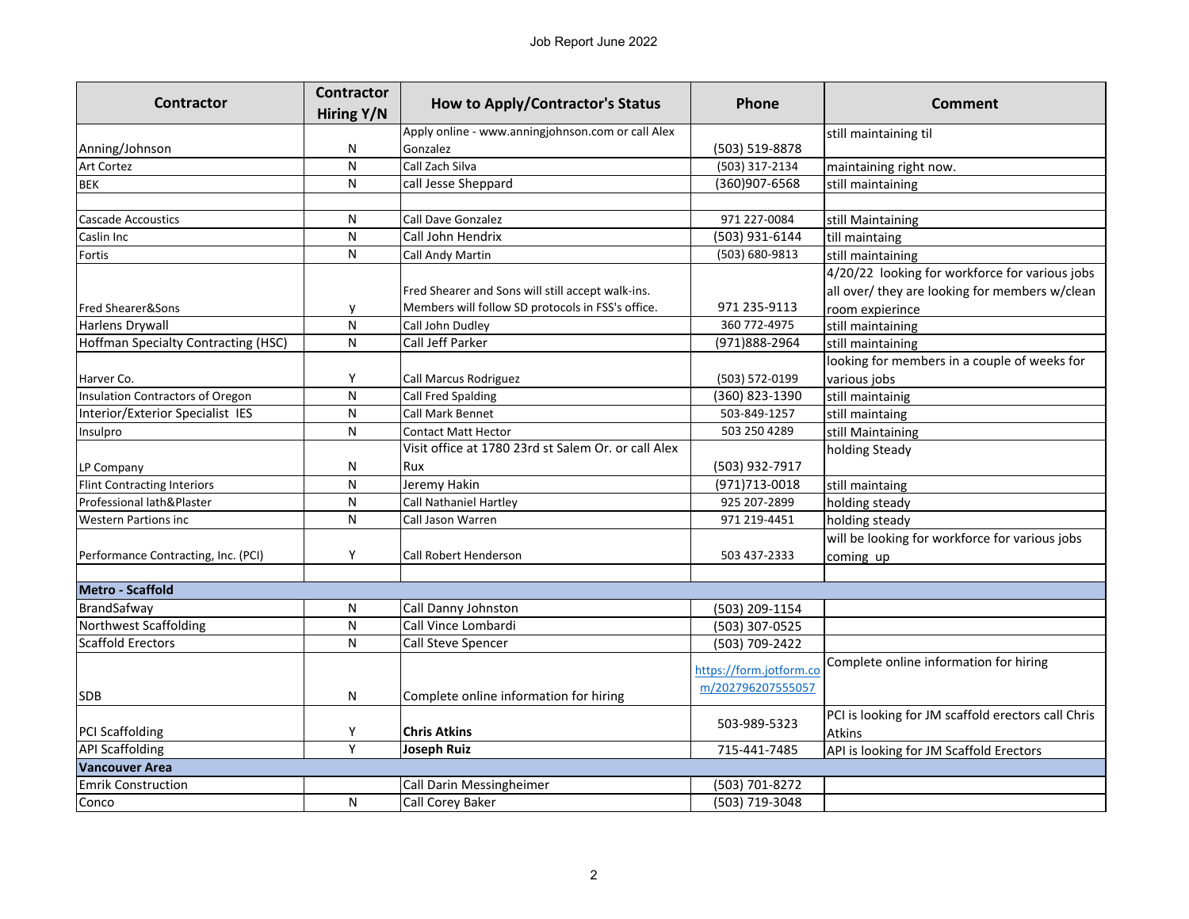# Job Report June 2022

| Contractor | Contractor Hiring Y/N | How to Apply/Contractor's Status | Phone | Comment |
|---|---|---|---|---|
| Anning/Johnson | N | Apply online - www.anningjohnson.com or call Alex Gonzalez | (503) 519-8878 | still maintaining til |
| Art Cortez | N | Call Zach Silva | (503) 317-2134 | maintaining right now. |
| BEK | N | call Jesse Sheppard | (360)907-6568 | still maintaining |
| | | | | |
| Cascade Accoustics | N | Call Dave Gonzalez | 971 227-0084 | still Maintaining |
| Caslin Inc | N | Call John Hendrix | (503) 931-6144 | till maintaing |
| Fortis | N | Call Andy Martin | (503) 680-9813 | still maintaining |
| Fred Shearer&Sons | y | Fred Shearer and Sons will still accept walk-ins. Members will follow SD protocols in FSS's office. | 971 235-9113 | 4/20/22 looking for workforce for various jobs all over/ they are looking for members w/clean room expierince |
| Harlens Drywall | N | Call John Dudley | 360 772-4975 | still maintaining |
| Hoffman Specialty Contracting (HSC) | N | Call Jeff Parker | (971)888-2964 | still maintaining |
| Harver Co. | Y | Call Marcus Rodriguez | (503) 572-0199 | looking for members in a couple of weeks for various jobs |
| Insulation Contractors of Oregon | N | Call Fred Spalding | (360) 823-1390 | still maintainig |
| Interior/Exterior Specialist IES | N | Call Mark Bennet | 503-849-1257 | still maintaing |
| Insulpro | N | Contact Matt Hector | 503 250 4289 | still Maintaining |
| LP Company | N | Visit office at 1780 23rd st Salem Or. or call Alex Rux | (503) 932-7917 | holding Steady |
| Flint Contracting Interiors | N | Jeremy Hakin | (971)713-0018 | still maintaing |
| Professional lath&Plaster | N | Call Nathaniel Hartley | 925 207-2899 | holding steady |
| Western Partions inc | N | Call Jason Warren | 971 219-4451 | holding steady |
| Performance Contracting, Inc. (PCI) | Y | Call Robert Henderson | 503 437-2333 | will be looking for workforce for various jobs coming up |
| | | | | |
| **Metro - Scaffold** | | | | |
| BrandSafway | N | Call Danny Johnston | (503) 209-1154 | |
| Northwest Scaffolding | N | Call Vince Lombardi | (503) 307-0525 | |
| Scaffold Erectors | N | Call Steve Spencer | (503) 709-2422 | |
| SDB | N | Complete online information for hiring | https://form.jotform.com/202796207555057 | Complete online information for hiring |
| PCI Scaffolding | Y | **Chris Atkins** | 503-989-5323 | PCI is looking for JM scaffold erectors call Chris Atkins |
| API Scaffolding | Y | **Joseph Ruiz** | 715-441-7485 | API is looking for JM Scaffold Erectors |
| **Vancouver Area** | | | | |
| Emrik Construction | | Call Darin Messingheimer | (503) 701-8272 | |
| Conco | N | Call Corey Baker | (503) 719-3048 | |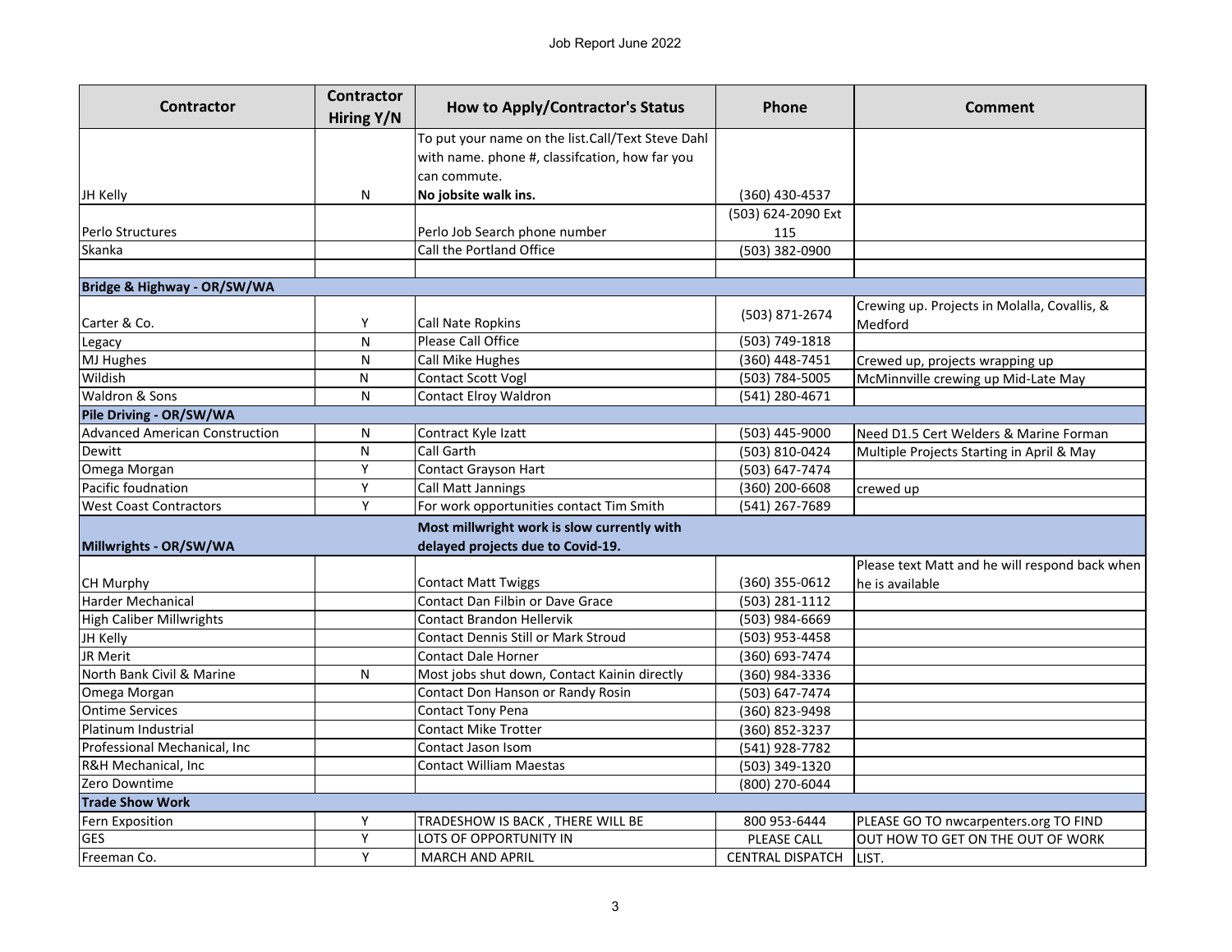Job Report June 2022

| Contractor | Contractor Hiring Y/N | How to Apply/Contractor's Status | Phone | Comment |
|---|---|---|---|---|
| JH Kelly | N | To put your name on the list.Call/Text Steve Dahl with name. phone #, classifcation, how far you can commute. **No jobsite walk ins.** | (360) 430-4537 | |
| Perlo Structures | | Perlo Job Search phone number | (503) 624-2090 Ext 115 | |
| Skanka | | Call the Portland Office | (503) 382-0900 | |
| | | | | |
| **Bridge & Highway - OR/SW/WA** | | | | |
| Carter & Co. | Y | Call Nate Ropkins | (503) 871-2674 | Crewing up. Projects in Molalla, Covallis, & Medford |
| Legacy | N | Please Call Office | (503) 749-1818 | |
| MJ Hughes | N | Call Mike Hughes | (360) 448-7451 | Crewed up, projects wrapping up |
| Wildish | N | Contact Scott Vogl | (503) 784-5005 | McMinnville crewing up Mid-Late May |
| Waldron & Sons | N | Contact Elroy Waldron | (541) 280-4671 | |
| **Pile Driving - OR/SW/WA** | | | | |
| Advanced American Construction | N | Contract Kyle Izatt | (503) 445-9000 | Need D1.5 Cert Welders & Marine Forman |
| Dewitt | N | Call Garth | (503) 810-0424 | Multiple Projects Starting in April & May |
| Omega Morgan | Y | Contact Grayson Hart | (503) 647-7474 | |
| Pacific foudnation | Y | Call Matt Jannings | (360) 200-6608 | crewed up |
| West Coast Contractors | Y | For work opportunities contact Tim Smith | (541) 267-7689 | |
| **Millwrights - OR/SW/WA** | | **Most millwright work is slow currently with delayed projects due to Covid-19.** | | |
| CH Murphy | | Contact Matt Twiggs | (360) 355-0612 | Please text Matt and he will respond back when he is available |
| Harder Mechanical | | Contact Dan Filbin or Dave Grace | (503) 281-1112 | |
| High Caliber Millwrights | | Contact Brandon Hellervik | (503) 984-6669 | |
| JH Kelly | | Contact Dennis Still or Mark Stroud | (503) 953-4458 | |
| JR Merit | | Contact Dale Horner | (360) 693-7474 | |
| North Bank Civil & Marine | N | Most jobs shut down, Contact Kainin directly | (360) 984-3336 | |
| Omega Morgan | | Contact Don Hanson or Randy Rosin | (503) 647-7474 | |
| Ontime Services | | Contact Tony Pena | (360) 823-9498 | |
| Platinum Industrial | | Contact Mike Trotter | (360) 852-3237 | |
| Professional Mechanical, Inc | | Contact Jason Isom | (541) 928-7782 | |
| R&H Mechanical, Inc | | Contact William Maestas | (503) 349-1320 | |
| Zero Downtime | | | (800) 270-6044 | |
| **Trade Show Work** | | | | |
| Fern Exposition | Y | TRADESHOW IS BACK , THERE WILL BE | 800 953-6444 | PLEASE GO TO nwcarpenters.org TO FIND |
| GES | Y | LOTS OF OPPORTUNITY IN | PLEASE CALL | OUT HOW TO GET ON THE OUT OF WORK |
| Freeman Co. | Y | MARCH AND APRIL | CENTRAL DISPATCH | LIST. |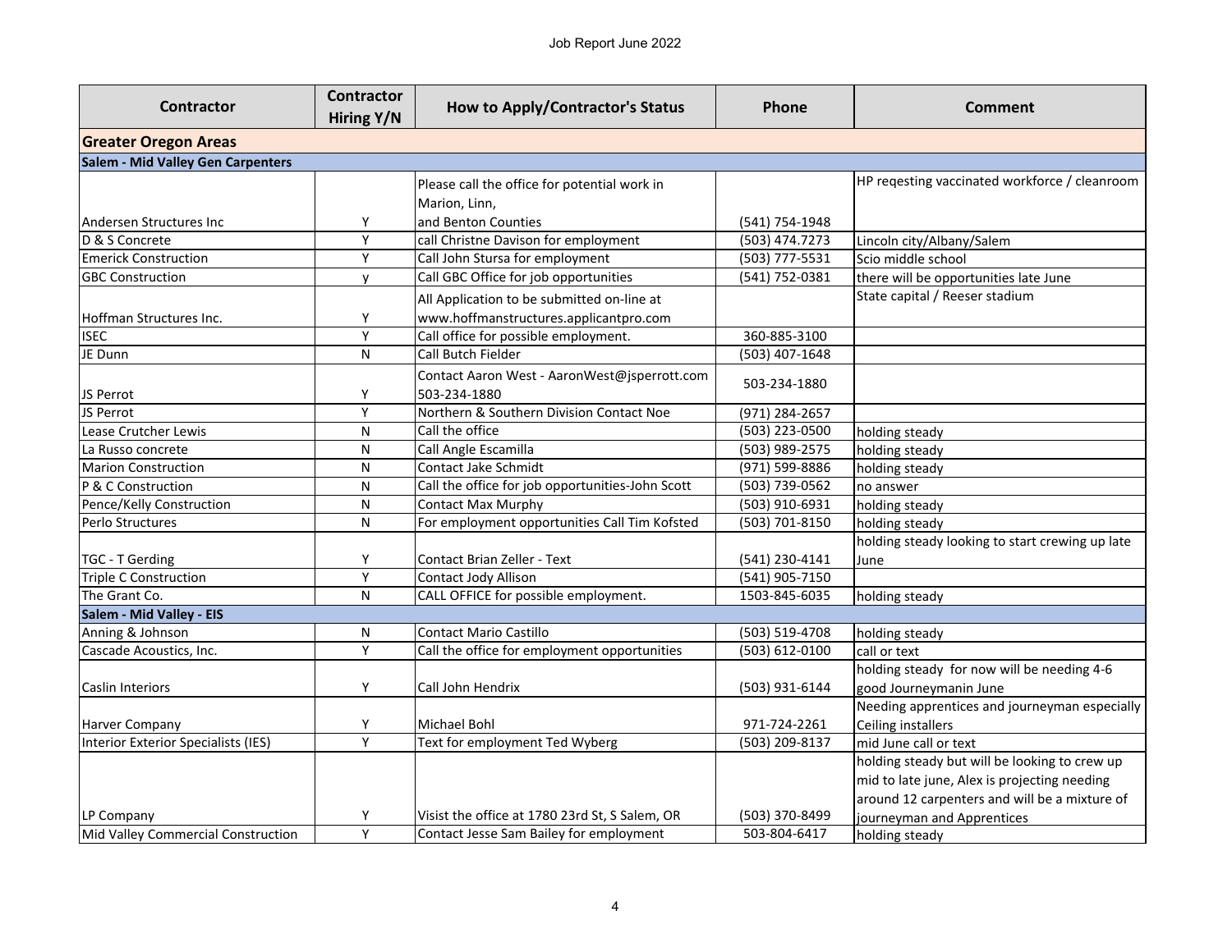# Job Report June 2022

| Contractor | Contractor Hiring Y/N | How to Apply/Contractor's Status | Phone | Comment |
|---|---|---|---|---|
| **Greater Oregon Areas** | | | | |
| **Salem - Mid Valley Gen Carpenters** | | | | |
| Andersen Structures Inc | Y | Please call the office for potential work in Marion, Linn, and Benton Counties | (541) 754-1948 | HP reqesting vaccinated workforce / cleanroom |
| D & S Concrete | Y | call Christne Davison for employment | (503) 474.7273 | Lincoln city/Albany/Salem |
| Emerick Construction | Y | Call John Stursa for employment | (503) 777-5531 | Scio middle school |
| GBC Construction | y | Call GBC Office for job opportunities | (541) 752-0381 | there will be opportunities late June |
| Hoffman Structures Inc. | Y | All Application to be submitted on-line at www.hoffmanstructures.applicantpro.com | | State capital / Reeser stadium |
| ISEC | Y | Call office for possible employment. | 360-885-3100 | |
| JE Dunn | N | Call Butch Fielder | (503) 407-1648 | |
| JS Perrot | Y | Contact Aaron West - AaronWest@jsperrott.com 503-234-1880 | 503-234-1880 | |
| JS Perrot | Y | Northern & Southern Division Contact Noe | (971) 284-2657 | |
| Lease Crutcher Lewis | N | Call the office | (503) 223-0500 | holding steady |
| La Russo concrete | N | Call Angle Escamilla | (503) 989-2575 | holding steady |
| Marion Construction | N | Contact Jake Schmidt | (971) 599-8886 | holding steady |
| P & C Construction | N | Call the office for job opportunities-John Scott | (503) 739-0562 | no answer |
| Pence/Kelly Construction | N | Contact Max Murphy | (503) 910-6931 | holding steady |
| Perlo Structures | N | For employment opportunities Call Tim Kofsted | (503) 701-8150 | holding steady |
| TGC - T Gerding | Y | Contact Brian Zeller - Text | (541) 230-4141 | holding steady looking to start crewing up late June |
| Triple C Construction | Y | Contact Jody Allison | (541) 905-7150 | |
| The Grant Co. | N | CALL OFFICE for possible employment. | 1503-845-6035 | holding steady |
| **Salem - Mid Valley - EIS** | | | | |
| Anning & Johnson | N | Contact Mario Castillo | (503) 519-4708 | holding steady |
| Cascade Acoustics, Inc. | Y | Call the office for employment opportunities | (503) 612-0100 | call or text |
| Caslin Interiors | Y | Call John Hendrix | (503) 931-6144 | holding steady for now will be needing 4-6 good Journeymanin June |
| Harver Company | Y | Michael Bohl | 971-724-2261 | Needing apprentices and journeyman especially Ceiling installers |
| Interior Exterior Specialists (IES) | Y | Text for employment Ted Wyberg | (503) 209-8137 | mid June call or text |
| LP Company | Y | Visist the office at 1780 23rd St, S Salem, OR | (503) 370-8499 | holding steady but will be looking to crew up mid to late june, Alex is projecting needing around 12 carpenters and will be a mixture of journeyman and Apprentices |
| Mid Valley Commercial Construction | Y | Contact Jesse Sam Bailey for employment | 503-804-6417 | holding steady |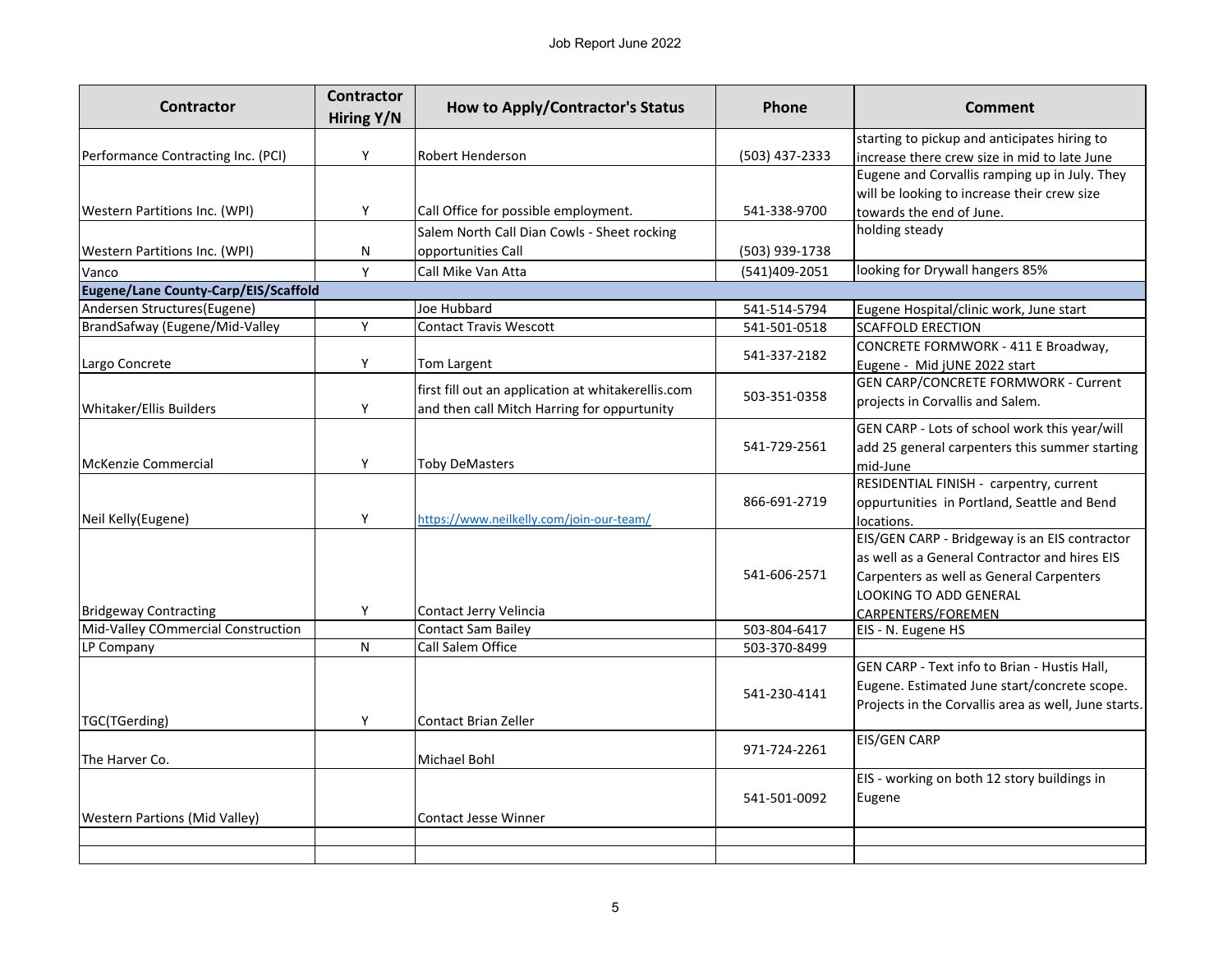Job Report June 2022

| Contractor | Contractor Hiring Y/N | How to Apply/Contractor's Status | Phone | Comment |
|---|---|---|---|---|
| Performance Contracting Inc. (PCI) | Y | Robert Henderson | (503) 437-2333 | starting to pickup and anticipates hiring to increase there crew size in mid to late June |
| Western Partitions Inc. (WPI) | Y | Call Office for possible employment. | 541-338-9700 | Eugene and Corvallis ramping up in July. They will be looking to increase their crew size towards the end of June. |
| Western Partitions Inc. (WPI) | N | Salem North Call Dian Cowls - Sheet rocking opportunities Call | (503) 939-1738 | holding steady |
| Vanco | Y | Call Mike Van Atta | (541)409-2051 | looking for Drywall hangers 85% |
| **Eugene/Lane County-Carp/EIS/Scaffold** | | | | |
| Andersen Structures(Eugene) | | Joe Hubbard | 541-514-5794 | Eugene Hospital/clinic work, June start |
| BrandSafway (Eugene/Mid-Valley | Y | Contact Travis Wescott | 541-501-0518 | SCAFFOLD ERECTION |
| Largo Concrete | Y | Tom Largent | 541-337-2182 | CONCRETE FORMWORK - 411 E Broadway, Eugene - Mid jUNE 2022 start |
| Whitaker/Ellis Builders | Y | first fill out an application at whitakerellis.com and then call Mitch Harring for oppurtunity | 503-351-0358 | GEN CARP/CONCRETE FORMWORK - Current projects in Corvallis and Salem. |
| McKenzie Commercial | Y | Toby DeMasters | 541-729-2561 | GEN CARP - Lots of school work this year/will add 25 general carpenters this summer starting mid-June |
| Neil Kelly(Eugene) | Y | https://www.neilkelly.com/join-our-team/ | 866-691-2719 | RESIDENTIAL FINISH - carpentry, current oppurtunities in Portland, Seattle and Bend locations. |
| Bridgeway Contracting | Y | Contact Jerry Velincia | 541-606-2571 | EIS/GEN CARP - Bridgeway is an EIS contractor as well as a General Contractor and hires EIS Carpenters as well as General Carpenters LOOKING TO ADD GENERAL CARPENTERS/FOREMEN |
| Mid-Valley COmmercial Construction | | Contact Sam Bailey | 503-804-6417 | EIS - N. Eugene HS |
| LP Company | N | Call Salem Office | 503-370-8499 | |
| TGC(TGerding) | Y | Contact Brian Zeller | 541-230-4141 | GEN CARP - Text info to Brian - Hustis Hall, Eugene. Estimated June start/concrete scope. Projects in the Corvallis area as well, June starts. |
| The Harver Co. | | Michael Bohl | 971-724-2261 | EIS/GEN CARP |
| Western Partions (Mid Valley) | | Contact Jesse Winner | 541-501-0092 | EIS - working on both 12 story buildings in Eugene |
| | | | | |
| | | | | |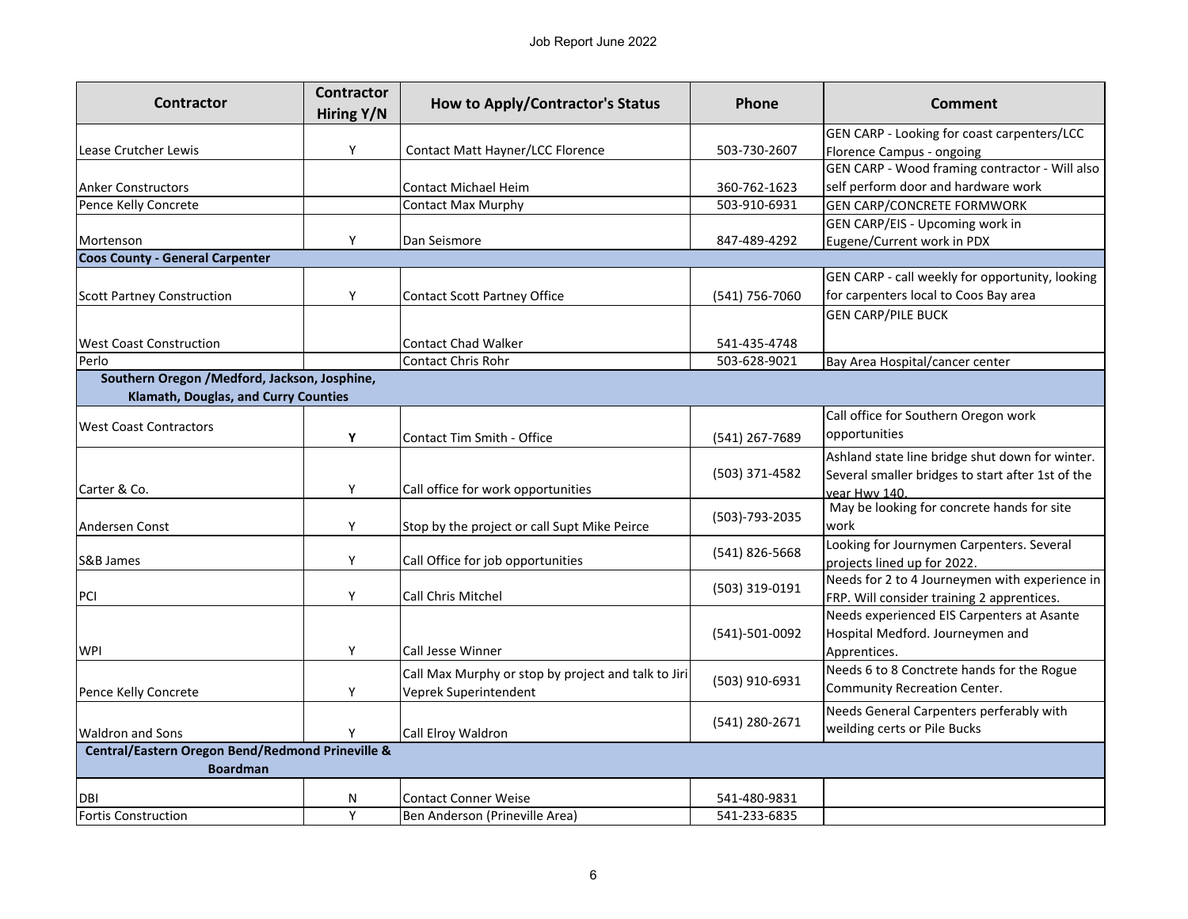Job Report June 2022

| Contractor | Contractor Hiring Y/N | How to Apply/Contractor's Status | Phone | Comment |
|---|---|---|---|---|
| Lease Crutcher Lewis | Y | Contact Matt Hayner/LCC Florence | 503-730-2607 | GEN CARP - Looking for coast carpenters/LCC Florence Campus - ongoing |
| Anker Constructors | | Contact Michael Heim | 360-762-1623 | GEN CARP - Wood framing contractor - Will also self perform door and hardware work |
| Pence Kelly Concrete | | Contact Max Murphy | 503-910-6931 | GEN CARP/CONCRETE FORMWORK |
| Mortenson | Y | Dan Seismore | 847-489-4292 | GEN CARP/EIS - Upcoming work in Eugene/Current work in PDX |
| **Coos County - General Carpenter** | | | | |
| Scott Partney Construction | Y | Contact Scott Partney Office | (541) 756-7060 | GEN CARP - call weekly for opportunity, looking for carpenters local to Coos Bay area |
| West Coast Construction | | Contact Chad Walker | 541-435-4748 | GEN CARP/PILE BUCK |
| Perlo | | Contact Chris Rohr | 503-628-9021 | Bay Area Hospital/cancer center |
| **Southern Oregon /Medford, Jackson, Josphine, Klamath, Douglas, and Curry Counties** | | | | |
| West Coast Contractors | **Y** | Contact Tim Smith - Office | (541) 267-7689 | Call office for Southern Oregon work opportunities |
| Carter & Co. | Y | Call office for work opportunities | (503) 371-4582 | Ashland state line bridge shut down for winter. Several smaller bridges to start after 1st of the year Hwy 140. |
| Andersen Const | Y | Stop by the project or call Supt Mike Peirce | (503)-793-2035 | May be looking for concrete hands for site work |
| S&B James | Y | Call Office for job opportunities | (541) 826-5668 | Looking for Journymen Carpenters. Several projects lined up for 2022. |
| PCI | Y | Call Chris Mitchel | (503) 319-0191 | Needs for 2 to 4 Journeymen with experience in FRP. Will consider training 2 apprentices. |
| WPI | Y | Call Jesse Winner | (541)-501-0092 | Needs experienced EIS Carpenters at Asante Hospital Medford. Journeymen and Apprentices. |
| Pence Kelly Concrete | Y | Call Max Murphy or stop by project and talk to Jiri Veprek Superintendent | (503) 910-6931 | Needs 6 to 8 Conctrete hands for the Rogue Community Recreation Center. |
| Waldron and Sons | Y | Call Elroy Waldron | (541) 280-2671 | Needs General Carpenters perferably with weilding certs or Pile Bucks |
| **Central/Eastern Oregon Bend/Redmond Prineville & Boardman** | | | | |
| DBI | N | Contact Conner Weise | 541-480-9831 | |
| Fortis Construction | Y | Ben Anderson (Prineville Area) | 541-233-6835 | |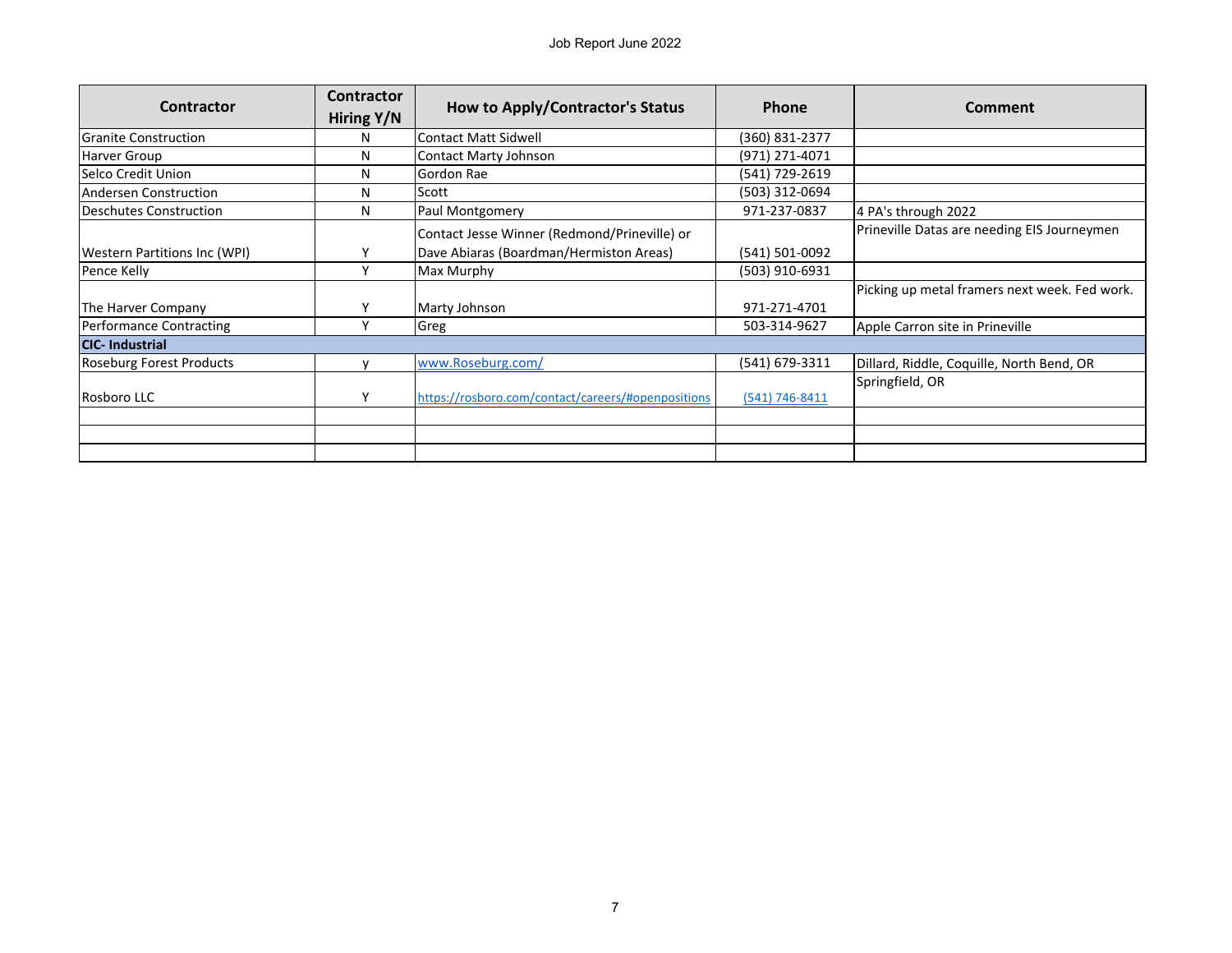| Contractor | Contractor Hiring Y/N | How to Apply/Contractor's Status | Phone | Comment |
|---|---|---|---|---|
| Granite Construction | N | Contact Matt Sidwell | (360) 831-2377 | |
| Harver Group | N | Contact Marty Johnson | (971) 271-4071 | |
| Selco Credit Union | N | Gordon Rae | (541) 729-2619 | |
| Andersen Construction | N | Scott | (503) 312-0694 | |
| Deschutes Construction | N | Paul Montgomery | 971-237-0837 | 4 PA's through 2022 |
| Western Partitions Inc (WPI) | Y | Contact Jesse Winner (Redmond/Prineville) or Dave Abiaras (Boardman/Hermiston Areas) | (541) 501-0092 | Prineville Datas are needing EIS Journeymen |
| Pence Kelly | Y | Max Murphy | (503) 910-6931 | |
| The Harver Company | Y | Marty Johnson | 971-271-4701 | Picking up metal framers next week. Fed work. |
| Performance Contracting | Y | Greg | 503-314-9627 | Apple Carron site in Prineville |
| **CIC- Industrial** | | | | |
| Roseburg Forest Products | y | www.Roseburg.com/ | (541) 679-3311 | Dillard, Riddle, Coquille, North Bend, OR |
| Rosboro LLC | Y | https://rosboro.com/contact/careers/#openpositions | (541) 746-8411 | Springfield, OR |
| | | | | |
| | | | | |
| | | | | |